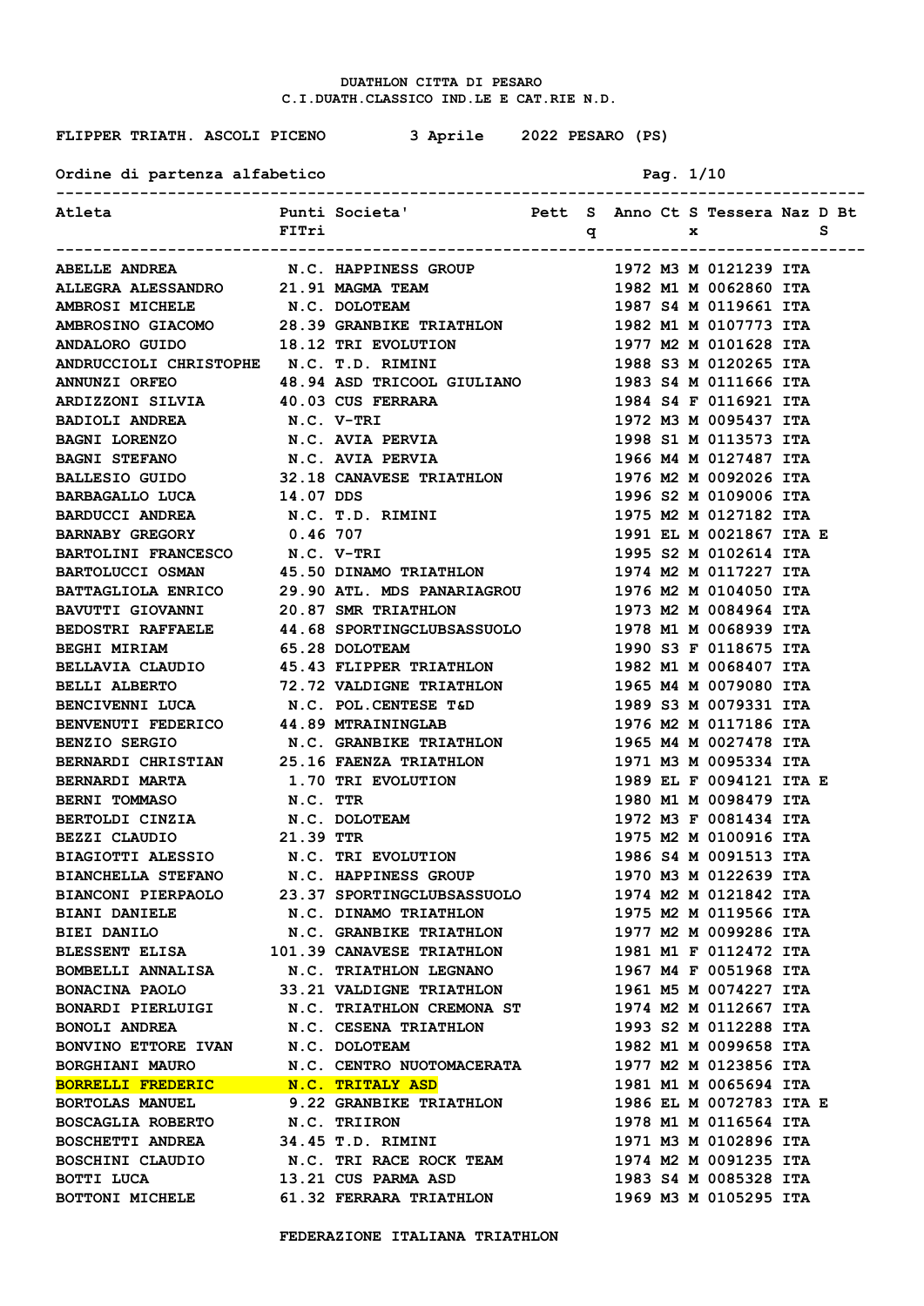**DUATHLON CITTA DI PESARO**
**C.I.DUATH.CLASSICO IND.LE E CAT.RIE N.D.**

**FLIPPER TRIATH. ASCOLI PICENO  3 Aprile 2022 PESARO (PS)**

**Ordine di partenza alfabetico**

| Atleta | Punti FITri | Societa' | Pett | Sq | Anno | Ct | Sx | Tessera | Naz | D | Bt S |
|---|---|---|---|---|---|---|---|---|---|---|---|
| ABELLE ANDREA | N.C. | HAPPINESS GROUP | | | 1972 | M3 | M | 0121239 | ITA | | |
| ALLEGRA ALESSANDRO | 21.91 | MAGMA TEAM | | | 1982 | M1 | M | 0062860 | ITA | | |
| AMBROSI MICHELE | N.C. | DOLOTEAM | | | 1987 | S4 | M | 0119661 | ITA | | |
| AMBROSINO GIACOMO | 28.39 | GRANBIKE TRIATHLON | | | 1982 | M1 | M | 0107773 | ITA | | |
| ANDALORO GUIDO | 18.12 | TRI EVOLUTION | | | 1977 | M2 | M | 0101628 | ITA | | |
| ANDRUCCIOLI CHRISTOPHE | N.C. | T.D. RIMINI | | | 1988 | S3 | M | 0120265 | ITA | | |
| ANNUNZI ORFEO | 48.94 | ASD TRICOOL GIULIANO | | | 1983 | S4 | M | 0111666 | ITA | | |
| ARDIZZONI SILVIA | 40.03 | CUS FERRARA | | | 1984 | S4 | F | 0116921 | ITA | | |
| BADIOLI ANDREA | N.C. | V-TRI | | | 1972 | M3 | M | 0095437 | ITA | | |
| BAGNI LORENZO | N.C. | AVIA PERVIA | | | 1998 | S1 | M | 0113573 | ITA | | |
| BAGNI STEFANO | N.C. | AVIA PERVIA | | | 1966 | M4 | M | 0127487 | ITA | | |
| BALLESIO GUIDO | 32.18 | CANAVESE TRIATHLON | | | 1976 | M2 | M | 0092026 | ITA | | |
| BARBAGALLO LUCA | 14.07 | DDS | | | 1996 | S2 | M | 0109006 | ITA | | |
| BARDUCCI ANDREA | N.C. | T.D. RIMINI | | | 1975 | M2 | M | 0127182 | ITA | | |
| BARNABY GREGORY | 0.46 | 707 | | | 1991 | EL | M | 0021867 | ITA | E | |
| BARTOLINI FRANCESCO | N.C. | V-TRI | | | 1995 | S2 | M | 0102614 | ITA | | |
| BARTOLUCCI OSMAN | 45.50 | DINAMO TRIATHLON | | | 1974 | M2 | M | 0117227 | ITA | | |
| BATTAGLIOLA ENRICO | 29.90 | ATL. MDS PANARIAGROU | | | 1976 | M2 | M | 0104050 | ITA | | |
| BAVUTTI GIOVANNI | 20.87 | SMR TRIATHLON | | | 1973 | M2 | M | 0084964 | ITA | | |
| BEDOSTRI RAFFAELE | 44.68 | SPORTINGCLUBSASSUOLO | | | 1978 | M1 | M | 0068939 | ITA | | |
| BEGHI MIRIAM | 65.28 | DOLOTEAM | | | 1990 | S3 | F | 0118675 | ITA | | |
| BELLAVIA CLAUDIO | 45.43 | FLIPPER TRIATHLON | | | 1982 | M1 | M | 0068407 | ITA | | |
| BELLI ALBERTO | 72.72 | VALDIGNE TRIATHLON | | | 1965 | M4 | M | 0079080 | ITA | | |
| BENCIVENNI LUCA | N.C. | POL.CENTESE T&D | | | 1989 | S3 | M | 0079331 | ITA | | |
| BENVENUTI FEDERICO | 44.89 | MTRAININGLAB | | | 1976 | M2 | M | 0117186 | ITA | | |
| BENZIO SERGIO | N.C. | GRANBIKE TRIATHLON | | | 1965 | M4 | M | 0027478 | ITA | | |
| BERNARDI CHRISTIAN | 25.16 | FAENZA TRIATHLON | | | 1971 | M3 | M | 0095334 | ITA | | |
| BERNARDI MARTA | 1.70 | TRI EVOLUTION | | | 1989 | EL | F | 0094121 | ITA | E | |
| BERNI TOMMASO | N.C. | TTR | | | 1980 | M1 | M | 0098479 | ITA | | |
| BERTOLDI CINZIA | N.C. | DOLOTEAM | | | 1972 | M3 | F | 0081434 | ITA | | |
| BEZZI CLAUDIO | 21.39 | TTR | | | 1975 | M2 | M | 0100916 | ITA | | |
| BIAGIOTTI ALESSIO | N.C. | TRI EVOLUTION | | | 1986 | S4 | M | 0091513 | ITA | | |
| BIANCHELLA STEFANO | N.C. | HAPPINESS GROUP | | | 1970 | M3 | M | 0122639 | ITA | | |
| BIANCONI PIERPAOLO | 23.37 | SPORTINGCLUBSASSUOLO | | | 1974 | M2 | M | 0121842 | ITA | | |
| BIANI DANIELE | N.C. | DINAMO TRIATHLON | | | 1975 | M2 | M | 0119566 | ITA | | |
| BIEI DANILO | N.C. | GRANBIKE TRIATHLON | | | 1977 | M2 | M | 0099286 | ITA | | |
| BLESSENT ELISA | 101.39 | CANAVESE TRIATHLON | | | 1981 | M1 | F | 0112472 | ITA | | |
| BOMBELLI ANNALISA | N.C. | TRIATHLON LEGNANO | | | 1967 | M4 | F | 0051968 | ITA | | |
| BONACINA PAOLO | 33.21 | VALDIGNE TRIATHLON | | | 1961 | M5 | M | 0074227 | ITA | | |
| BONARDI PIERLUIGI | N.C. | TRIATHLON CREMONA ST | | | 1974 | M2 | M | 0112667 | ITA | | |
| BONOLI ANDREA | N.C. | CESENA TRIATHLON | | | 1993 | S2 | M | 0112288 | ITA | | |
| BONVINO ETTORE IVAN | N.C. | DOLOTEAM | | | 1982 | M1 | M | 0099658 | ITA | | |
| BORGHIANI MAURO | N.C. | CENTRO NUOTOMACERATA | | | 1977 | M2 | M | 0123856 | ITA | | |
| BORRELLI FREDERIC | N.C. | TRITALY ASD | | | 1981 | M1 | M | 0065694 | ITA | | |
| BORTOLAS MANUEL | 9.22 | GRANBIKE TRIATHLON | | | 1986 | EL | M | 0072783 | ITA | E | |
| BOSCAGLIA ROBERTO | N.C. | TRIIRON | | | 1978 | M1 | M | 0116564 | ITA | | |
| BOSCHETTI ANDREA | 34.45 | T.D. RIMINI | | | 1971 | M3 | M | 0102896 | ITA | | |
| BOSCHINI CLAUDIO | N.C. | TRI RACE ROCK TEAM | | | 1974 | M2 | M | 0091235 | ITA | | |
| BOTTI LUCA | 13.21 | CUS PARMA ASD | | | 1983 | S4 | M | 0085328 | ITA | | |
| BOTTONI MICHELE | 61.32 | FERRARA TRIATHLON | | | 1969 | M3 | M | 0105295 | ITA | | |

FEDERAZIONE ITALIANA TRIATHLON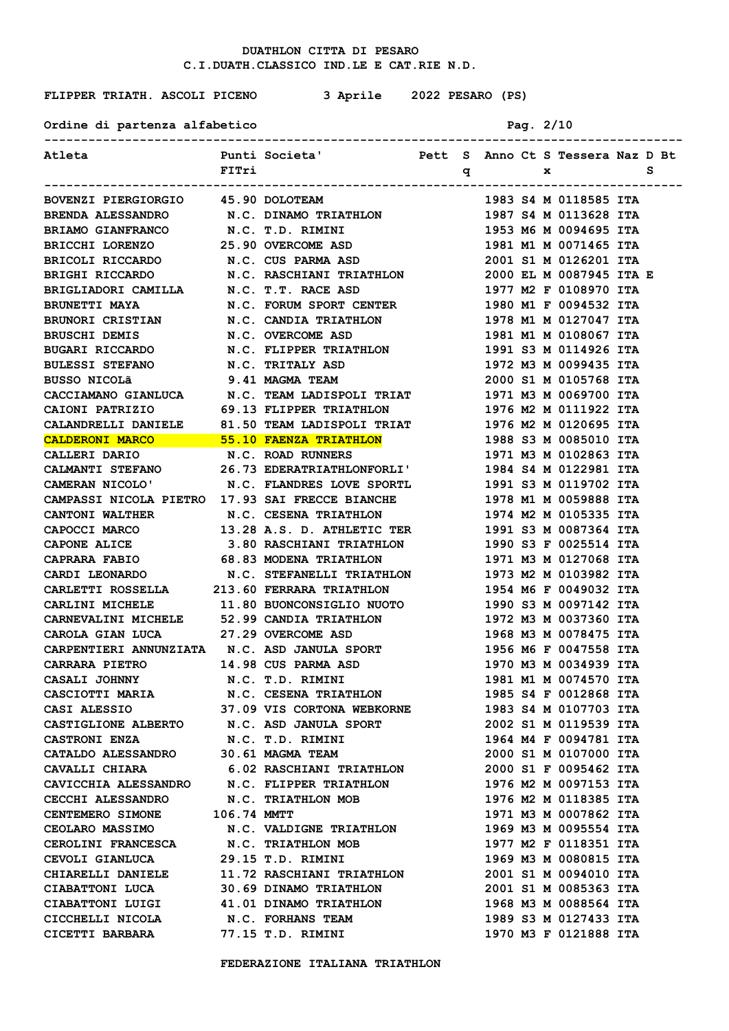DUATHLON CITTA DI PESARO
C.I.DUATH.CLASSICO IND.LE E CAT.RIE N.D.

FLIPPER TRIATH. ASCOLI PICENO 3 Aprile 2022 PESARO (PS)

Ordine di partenza alfabetico

| Atleta | Punti FITri | Societa' | Pett | Sq | Anno | Ct | Sx | Tessera | Naz | D | Bt S |
|---|---|---|---|---|---|---|---|---|---|---|---|
| BOVENZI PIERGIORGIO | 45.90 | DOLOTEAM | | | 1983 | S4 | M | 0118585 | ITA | | |
| BRENDA ALESSANDRO | N.C. | DINAMO TRIATHLON | | | 1987 | S4 | M | 0113628 | ITA | | |
| BRIAMO GIANFRANCO | N.C. | T.D. RIMINI | | | 1953 | M6 | M | 0094695 | ITA | | |
| BRICCHI LORENZO | 25.90 | OVERCOME ASD | | | 1981 | M1 | M | 0071465 | ITA | | |
| BRICOLI RICCARDO | N.C. | CUS PARMA ASD | | | 2001 | S1 | M | 0126201 | ITA | | |
| BRIGHI RICCARDO | N.C. | RASCHIANI TRIATHLON | | | 2000 | EL | M | 0087945 | ITA | E | |
| BRIGLIADORI CAMILLA | N.C. | T.T. RACE ASD | | | 1977 | M2 | F | 0108970 | ITA | | |
| BRUNETTI MAYA | N.C. | FORUM SPORT CENTER | | | 1980 | M1 | F | 0094532 | ITA | | |
| BRUNORI CRISTIAN | N.C. | CANDIA TRIATHLON | | | 1978 | M1 | M | 0127047 | ITA | | |
| BRUSCHI DEMIS | N.C. | OVERCOME ASD | | | 1981 | M1 | M | 0108067 | ITA | | |
| BUGARI RICCARDO | N.C. | FLIPPER TRIATHLON | | | 1991 | S3 | M | 0114926 | ITA | | |
| BULESSI STEFANO | N.C. | TRITALY ASD | | | 1972 | M3 | M | 0099435 | ITA | | |
| BUSSO NICOLã | 9.41 | MAGMA TEAM | | | 2000 | S1 | M | 0105768 | ITA | | |
| CACCIAMANO GIANLUCA | N.C. | TEAM LADISPOLI TRIAT | | | 1971 | M3 | M | 0069700 | ITA | | |
| CAIONI PATRIZIO | 69.13 | FLIPPER TRIATHLON | | | 1976 | M2 | M | 0111922 | ITA | | |
| CALANDRELLI DANIELE | 81.50 | TEAM LADISPOLI TRIAT | | | 1976 | M2 | M | 0120695 | ITA | | |
| CALDERONI MARCO | 55.10 | FAENZA TRIATHLON | | | 1988 | S3 | M | 0085010 | ITA | | |
| CALLERI DARIO | N.C. | ROAD RUNNERS | | | 1971 | M3 | M | 0102863 | ITA | | |
| CALMANTI STEFANO | 26.73 | EDERATRIATHLONFORLI' | | | 1984 | S4 | M | 0122981 | ITA | | |
| CAMERAN NICOLO' | N.C. | FLANDRES LOVE SPORTL | | | 1991 | S3 | M | 0119702 | ITA | | |
| CAMPASSI NICOLA PIETRO | 17.93 | SAI FRECCE BIANCHE | | | 1978 | M1 | M | 0059888 | ITA | | |
| CANTONI WALTHER | N.C. | CESENA TRIATHLON | | | 1974 | M2 | M | 0105335 | ITA | | |
| CAPOCCI MARCO | 13.28 | A.S. D. ATHLETIC TER | | | 1991 | S3 | M | 0087364 | ITA | | |
| CAPONE ALICE | 3.80 | RASCHIANI TRIATHLON | | | 1990 | S3 | F | 0025514 | ITA | | |
| CAPRARA FABIO | 68.83 | MODENA TRIATHLON | | | 1971 | M3 | M | 0127068 | ITA | | |
| CARDI LEONARDO | N.C. | STEFANELLI TRIATHLON | | | 1973 | M2 | M | 0103982 | ITA | | |
| CARLETTI ROSSELLA | 213.60 | FERRARA TRIATHLON | | | 1954 | M6 | F | 0049032 | ITA | | |
| CARLINI MICHELE | 11.80 | BUONCONSIGLIO NUOTO | | | 1990 | S3 | M | 0097142 | ITA | | |
| CARNEVALINI MICHELE | 52.99 | CANDIA TRIATHLON | | | 1972 | M3 | M | 0037360 | ITA | | |
| CAROLA GIAN LUCA | 27.29 | OVERCOME ASD | | | 1968 | M3 | M | 0078475 | ITA | | |
| CARPENTIERI ANNUNZIATA | N.C. | ASD JANULA SPORT | | | 1956 | M6 | F | 0047558 | ITA | | |
| CARRARA PIETRO | 14.98 | CUS PARMA ASD | | | 1970 | M3 | M | 0034939 | ITA | | |
| CASALI JOHNNY | N.C. | T.D. RIMINI | | | 1981 | M1 | M | 0074570 | ITA | | |
| CASCIOTTI MARIA | N.C. | CESENA TRIATHLON | | | 1985 | S4 | F | 0012868 | ITA | | |
| CASI ALESSIO | 37.09 | VIS CORTONA WEBKORNE | | | 1983 | S4 | M | 0107703 | ITA | | |
| CASTIGLIONE ALBERTO | N.C. | ASD JANULA SPORT | | | 2002 | S1 | M | 0119539 | ITA | | |
| CASTRONI ENZA | N.C. | T.D. RIMINI | | | 1964 | M4 | F | 0094781 | ITA | | |
| CATALDO ALESSANDRO | 30.61 | MAGMA TEAM | | | 2000 | S1 | M | 0107000 | ITA | | |
| CAVALLI CHIARA | 6.02 | RASCHIANI TRIATHLON | | | 2000 | S1 | F | 0095462 | ITA | | |
| CAVICCHIA ALESSANDRO | N.C. | FLIPPER TRIATHLON | | | 1976 | M2 | M | 0097153 | ITA | | |
| CECCHI ALESSANDRO | N.C. | TRIATHLON MOB | | | 1976 | M2 | M | 0118385 | ITA | | |
| CENTEMERO SIMONE | 106.74 | MMTT | | | 1971 | M3 | M | 0007862 | ITA | | |
| CEOLARO MASSIMO | N.C. | VALDIGNE TRIATHLON | | | 1969 | M3 | M | 0095554 | ITA | | |
| CEROLINI FRANCESCA | N.C. | TRIATHLON MOB | | | 1977 | M2 | F | 0118351 | ITA | | |
| CEVOLI GIANLUCA | 29.15 | T.D. RIMINI | | | 1969 | M3 | M | 0080815 | ITA | | |
| CHIARELLI DANIELE | 11.72 | RASCHIANI TRIATHLON | | | 2001 | S1 | M | 0094010 | ITA | | |
| CIABATTONI LUCA | 30.69 | DINAMO TRIATHLON | | | 2001 | S1 | M | 0085363 | ITA | | |
| CIABATTONI LUIGI | 41.01 | DINAMO TRIATHLON | | | 1968 | M3 | M | 0088564 | ITA | | |
| CICCHELLI NICOLA | N.C. | FORHANS TEAM | | | 1989 | S3 | M | 0127433 | ITA | | |
| CICETTI BARBARA | 77.15 | T.D. RIMINI | | | 1970 | M3 | F | 0121888 | ITA | | |

FEDERAZIONE ITALIANA TRIATHLON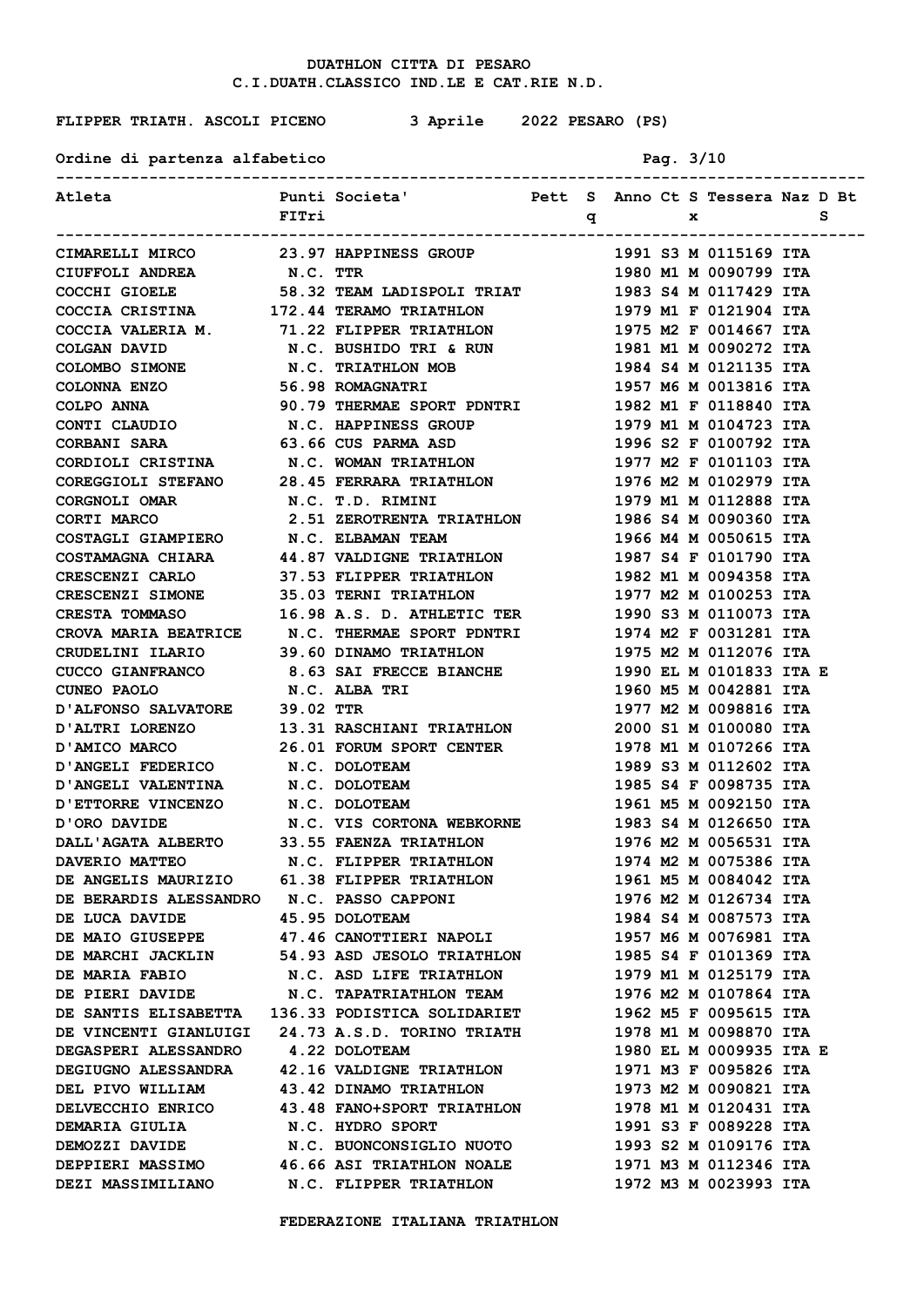DUATHLON CITTA DI PESARO
C.I.DUATH.CLASSICO IND.LE E CAT.RIE N.D.

FLIPPER TRIATH. ASCOLI PICENO 3 Aprile 2022 PESARO (PS)

Ordine di partenza alfabetico Pag. 3/10

| Atleta | Punti FITri | Societa' | Pett | Sq | Anno | Ct | Sx | Tessera | Naz | D | Bts |
|---|---|---|---|---|---|---|---|---|---|---|---|
| CIMARELLI MIRCO | 23.97 | HAPPINESS GROUP | | | 1991 | S3 | M | 0115169 | ITA | | |
| CIUFFOLI ANDREA | N.C. | TTR | | | 1980 | M1 | M | 0090799 | ITA | | |
| COCCHI GIOELE | 58.32 | TEAM LADISPOLI TRIAT | | | 1983 | S4 | M | 0117429 | ITA | | |
| COCCIA CRISTINA | 172.44 | TERAMO TRIATHLON | | | 1979 | M1 | F | 0121904 | ITA | | |
| COCCIA VALERIA M. | 71.22 | FLIPPER TRIATHLON | | | 1975 | M2 | F | 0014667 | ITA | | |
| COLGAN DAVID | N.C. | BUSHIDO TRI & RUN | | | 1981 | M1 | M | 0090272 | ITA | | |
| COLOMBO SIMONE | N.C. | TRIATHLON MOB | | | 1984 | S4 | M | 0121135 | ITA | | |
| COLONNA ENZO | 56.98 | ROMAGNATRI | | | 1957 | M6 | M | 0013816 | ITA | | |
| COLPO ANNA | 90.79 | THERMAE SPORT PDNTRI | | | 1982 | M1 | F | 0118840 | ITA | | |
| CONTI CLAUDIO | N.C. | HAPPINESS GROUP | | | 1979 | M1 | M | 0104723 | ITA | | |
| CORBANI SARA | 63.66 | CUS PARMA ASD | | | 1996 | S2 | F | 0100792 | ITA | | |
| CORDIOLI CRISTINA | N.C. | WOMAN TRIATHLON | | | 1977 | M2 | F | 0101103 | ITA | | |
| COREGGIOLI STEFANO | 28.45 | FERRARA TRIATHLON | | | 1976 | M2 | M | 0102979 | ITA | | |
| CORGNOLI OMAR | N.C. | T.D. RIMINI | | | 1979 | M1 | M | 0112888 | ITA | | |
| CORTI MARCO | 2.51 | ZEROTRENTA TRIATHLON | | | 1986 | S4 | M | 0090360 | ITA | | |
| COSTAGLI GIAMPIERO | N.C. | ELBAMAN TEAM | | | 1966 | M4 | M | 0050615 | ITA | | |
| COSTAMAGNA CHIARA | 44.87 | VALDIGNE TRIATHLON | | | 1987 | S4 | F | 0101790 | ITA | | |
| CRESCENZI CARLO | 37.53 | FLIPPER TRIATHLON | | | 1982 | M1 | M | 0094358 | ITA | | |
| CRESCENZI SIMONE | 35.03 | TERNI TRIATHLON | | | 1977 | M2 | M | 0100253 | ITA | | |
| CRESTA TOMMASO | 16.98 | A.S. D. ATHLETIC TER | | | 1990 | S3 | M | 0110073 | ITA | | |
| CROVA MARIA BEATRICE | N.C. | THERMAE SPORT PDNTRI | | | 1974 | M2 | F | 0031281 | ITA | | |
| CRUDELINI ILARIO | 39.60 | DINAMO TRIATHLON | | | 1975 | M2 | M | 0112076 | ITA | | |
| CUCCO GIANFRANCO | 8.63 | SAI FRECCE BIANCHE | | | 1990 | EL | M | 0101833 | ITA | E | |
| CUNEO PAOLO | N.C. | ALBA TRI | | | 1960 | M5 | M | 0042881 | ITA | | |
| D'ALFONSO SALVATORE | 39.02 | TTR | | | 1977 | M2 | M | 0098816 | ITA | | |
| D'ALTRI LORENZO | 13.31 | RASCHIANI TRIATHLON | | | 2000 | S1 | M | 0100080 | ITA | | |
| D'AMICO MARCO | 26.01 | FORUM SPORT CENTER | | | 1978 | M1 | M | 0107266 | ITA | | |
| D'ANGELI FEDERICO | N.C. | DOLOTEAM | | | 1989 | S3 | M | 0112602 | ITA | | |
| D'ANGELI VALENTINA | N.C. | DOLOTEAM | | | 1985 | S4 | F | 0098735 | ITA | | |
| D'ETTORRE VINCENZO | N.C. | DOLOTEAM | | | 1961 | M5 | M | 0092150 | ITA | | |
| D'ORO DAVIDE | N.C. | VIS CORTONA WEBKORNE | | | 1983 | S4 | M | 0126650 | ITA | | |
| DALL'AGATA ALBERTO | 33.55 | FAENZA TRIATHLON | | | 1976 | M2 | M | 0056531 | ITA | | |
| DAVERIO MATTEO | N.C. | FLIPPER TRIATHLON | | | 1974 | M2 | M | 0075386 | ITA | | |
| DE ANGELIS MAURIZIO | 61.38 | FLIPPER TRIATHLON | | | 1961 | M5 | M | 0084042 | ITA | | |
| DE BERARDIS ALESSANDRO | N.C. | PASSO CAPPONI | | | 1976 | M2 | M | 0126734 | ITA | | |
| DE LUCA DAVIDE | 45.95 | DOLOTEAM | | | 1984 | S4 | M | 0087573 | ITA | | |
| DE MAIO GIUSEPPE | 47.46 | CANOTTIERI NAPOLI | | | 1957 | M6 | M | 0076981 | ITA | | |
| DE MARCHI JACKLIN | 54.93 | ASD JESOLO TRIATHLON | | | 1985 | S4 | F | 0101369 | ITA | | |
| DE MARIA FABIO | N.C. | ASD LIFE TRIATHLON | | | 1979 | M1 | M | 0125179 | ITA | | |
| DE PIERI DAVIDE | N.C. | TAPATRIATHLON TEAM | | | 1976 | M2 | M | 0107864 | ITA | | |
| DE SANTIS ELISABETTA | 136.33 | PODISTICA SOLIDARIET | | | 1962 | M5 | F | 0095615 | ITA | | |
| DE VINCENTI GIANLUIGI | 24.73 | A.S.D. TORINO TRIATH | | | 1978 | M1 | M | 0098870 | ITA | | |
| DEGASPERI ALESSANDRO | 4.22 | DOLOTEAM | | | 1980 | EL | M | 0009935 | ITA | E | |
| DEGIUGNO ALESSANDRA | 42.16 | VALDIGNE TRIATHLON | | | 1971 | M3 | F | 0095826 | ITA | | |
| DEL PIVO WILLIAM | 43.42 | DINAMO TRIATHLON | | | 1973 | M2 | M | 0090821 | ITA | | |
| DELVECCHIO ENRICO | 43.48 | FANO+SPORT TRIATHLON | | | 1978 | M1 | M | 0120431 | ITA | | |
| DEMARIA GIULIA | N.C. | HYDRO SPORT | | | 1991 | S3 | F | 0089228 | ITA | | |
| DEMOZZI DAVIDE | N.C. | BUONCONSIGLIO NUOTO | | | 1993 | S2 | M | 0109176 | ITA | | |
| DEPPIERI MASSIMO | 46.66 | ASI TRIATHLON NOALE | | | 1971 | M3 | M | 0112346 | ITA | | |
| DEZI MASSIMILIANO | N.C. | FLIPPER TRIATHLON | | | 1972 | M3 | M | 0023993 | ITA | | |

FEDERAZIONE ITALIANA TRIATHLON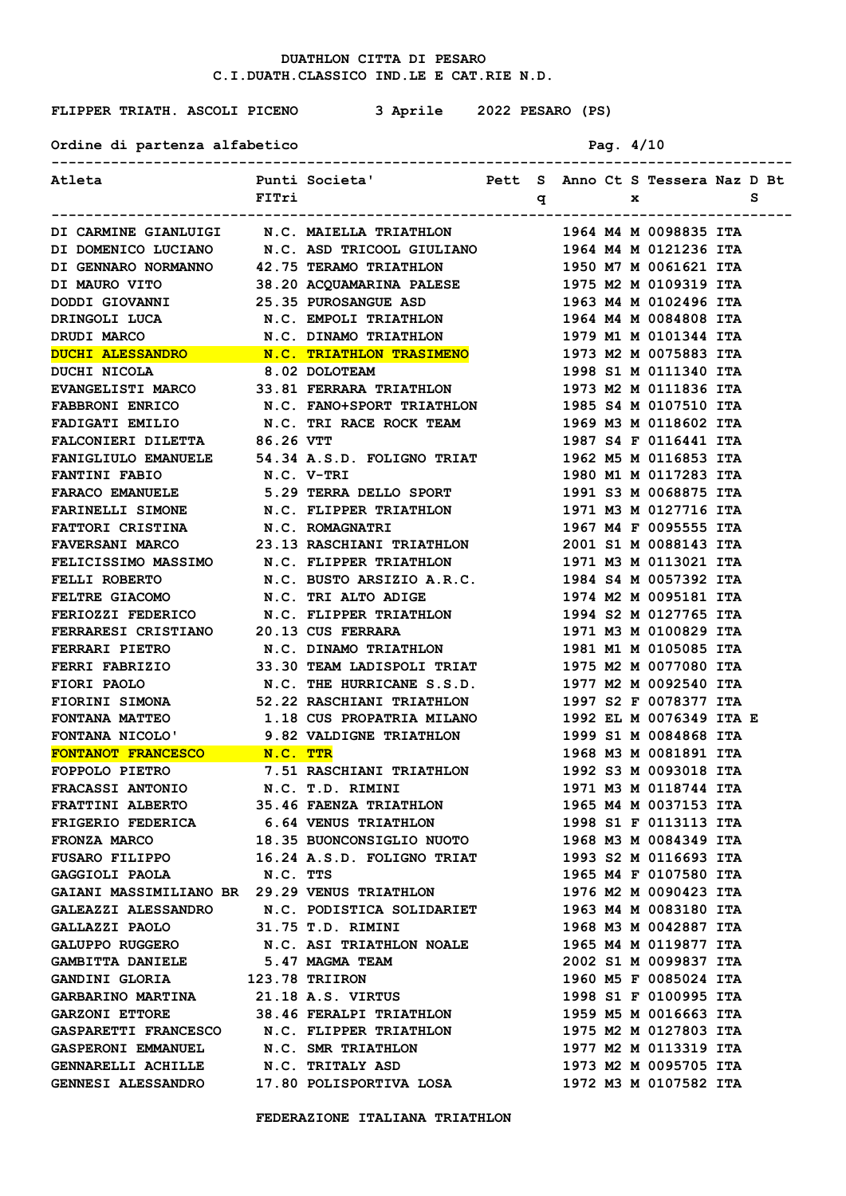DUATHLON CITTA DI PESARO

C.I.DUATH.CLASSICO IND.LE E CAT.RIE N.D.

FLIPPER TRIATH. ASCOLI PICENO 3 Aprile 2022 PESARO (PS)

Ordine di partenza alfabetico

| Atleta | Punti FITri | Societa' | Pett | Sq | Anno | Ct | Sx | Tessera | Naz | DS | Bt |
|---|---|---|---|---|---|---|---|---|---|---|---|
| DI CARMINE GIANLUIGI | N.C. | MAIELLA TRIATHLON | | | 1964 | M4 | M | 0098835 | ITA | | |
| DI DOMENICO LUCIANO | N.C. | ASD TRICOOL GIULIANO | | | 1964 | M4 | M | 0121236 | ITA | | |
| DI GENNARO NORMANNO | 42.75 | TERAMO TRIATHLON | | | 1950 | M7 | M | 0061621 | ITA | | |
| DI MAURO VITO | 38.20 | ACQUAMARINA PALESE | | | 1975 | M2 | M | 0109319 | ITA | | |
| DODDI GIOVANNI | 25.35 | PUROSANGUE ASD | | | 1963 | M4 | M | 0102496 | ITA | | |
| DRINGOLI LUCA | N.C. | EMPOLI TRIATHLON | | | 1964 | M4 | M | 0084808 | ITA | | |
| DRUDI MARCO | N.C. | DINAMO TRIATHLON | | | 1979 | M1 | M | 0101344 | ITA | | |
| DUCHI ALESSANDRO | N.C. | TRIATHLON TRASIMENO | | | 1973 | M2 | M | 0075883 | ITA | | |
| DUCHI NICOLA | 8.02 | DOLOTEAM | | | 1998 | S1 | M | 0111340 | ITA | | |
| EVANGELISTI MARCO | 33.81 | FERRARA TRIATHLON | | | 1973 | M2 | M | 0111836 | ITA | | |
| FABBRONI ENRICO | N.C. | FANO+SPORT TRIATHLON | | | 1985 | S4 | M | 0107510 | ITA | | |
| FADIGATI EMILIO | N.C. | TRI RACE ROCK TEAM | | | 1969 | M3 | M | 0118602 | ITA | | |
| FALCONIERI DILETTA | 86.26 | VTT | | | 1987 | S4 | F | 0116441 | ITA | | |
| FANIGLIULO EMANUELE | 54.34 | A.S.D. FOLIGNO TRIAT | | | 1962 | M5 | M | 0116853 | ITA | | |
| FANTINI FABIO | N.C. | V-TRI | | | 1980 | M1 | M | 0117283 | ITA | | |
| FARACO EMANUELE | 5.29 | TERRA DELLO SPORT | | | 1991 | S3 | M | 0068875 | ITA | | |
| FARINELLI SIMONE | N.C. | FLIPPER TRIATHLON | | | 1971 | M3 | M | 0127716 | ITA | | |
| FATTORI CRISTINA | N.C. | ROMAGNATRI | | | 1967 | M4 | F | 0095555 | ITA | | |
| FAVERSANI MARCO | 23.13 | RASCHIANI TRIATHLON | | | 2001 | S1 | M | 0088143 | ITA | | |
| FELICISSIMO MASSIMO | N.C. | FLIPPER TRIATHLON | | | 1971 | M3 | M | 0113021 | ITA | | |
| FELLI ROBERTO | N.C. | BUSTO ARSIZIO A.R.C. | | | 1984 | S4 | M | 0057392 | ITA | | |
| FELTRE GIACOMO | N.C. | TRI ALTO ADIGE | | | 1974 | M2 | M | 0095181 | ITA | | |
| FERIOZZI FEDERICO | N.C. | FLIPPER TRIATHLON | | | 1994 | S2 | M | 0127765 | ITA | | |
| FERRARESI CRISTIANO | 20.13 | CUS FERRARA | | | 1971 | M3 | M | 0100829 | ITA | | |
| FERRARI PIETRO | N.C. | DINAMO TRIATHLON | | | 1981 | M1 | M | 0105085 | ITA | | |
| FERRI FABRIZIO | 33.30 | TEAM LADISPOLI TRIAT | | | 1975 | M2 | M | 0077080 | ITA | | |
| FIORI PAOLO | N.C. | THE HURRICANE S.S.D. | | | 1977 | M2 | M | 0092540 | ITA | | |
| FIORINI SIMONA | 52.22 | RASCHIANI TRIATHLON | | | 1997 | S2 | F | 0078377 | ITA | | |
| FONTANA MATTEO | 1.18 | CUS PROPATRIA MILANO | | | 1992 | EL | M | 0076349 | ITA | E | |
| FONTANA NICOLO' | 9.82 | VALDIGNE TRIATHLON | | | 1999 | S1 | M | 0084868 | ITA | | |
| FONTANOT FRANCESCO | N.C. | TTR | | | 1968 | M3 | M | 0081891 | ITA | | |
| FOPPOLO PIETRO | 7.51 | RASCHIANI TRIATHLON | | | 1992 | S3 | M | 0093018 | ITA | | |
| FRACASSI ANTONIO | N.C. | T.D. RIMINI | | | 1971 | M3 | M | 0118744 | ITA | | |
| FRATTINI ALBERTO | 35.46 | FAENZA TRIATHLON | | | 1965 | M4 | M | 0037153 | ITA | | |
| FRIGERIO FEDERICA | 6.64 | VENUS TRIATHLON | | | 1998 | S1 | F | 0113113 | ITA | | |
| FRONZA MARCO | 18.35 | BUONCONSIGLIO NUOTO | | | 1968 | M3 | M | 0084349 | ITA | | |
| FUSARO FILIPPO | 16.24 | A.S.D. FOLIGNO TRIAT | | | 1993 | S2 | M | 0116693 | ITA | | |
| GAGGIOLI PAOLA | N.C. | TTS | | | 1965 | M4 | F | 0107580 | ITA | | |
| GAIANI MASSIMILIANO BR | 29.29 | VENUS TRIATHLON | | | 1976 | M2 | M | 0090423 | ITA | | |
| GALEAZZI ALESSANDRO | N.C. | PODISTICA SOLIDARIET | | | 1963 | M4 | M | 0083180 | ITA | | |
| GALLAZZI PAOLO | 31.75 | T.D. RIMINI | | | 1968 | M3 | M | 0042887 | ITA | | |
| GALUPPO RUGGERO | N.C. | ASI TRIATHLON NOALE | | | 1965 | M4 | M | 0119877 | ITA | | |
| GAMBITTA DANIELE | 5.47 | MAGMA TEAM | | | 2002 | S1 | M | 0099837 | ITA | | |
| GANDINI GLORIA | 123.78 | TRIIRON | | | 1960 | M5 | F | 0085024 | ITA | | |
| GARBARINO MARTINA | 21.18 | A.S. VIRTUS | | | 1998 | S1 | F | 0100995 | ITA | | |
| GARZONI ETTORE | 38.46 | FERALPI TRIATHLON | | | 1959 | M5 | M | 0016663 | ITA | | |
| GASPARETTI FRANCESCO | N.C. | FLIPPER TRIATHLON | | | 1975 | M2 | M | 0127803 | ITA | | |
| GASPERONI EMMANUEL | N.C. | SMR TRIATHLON | | | 1977 | M2 | M | 0113319 | ITA | | |
| GENNARELLI ACHILLE | N.C. | TRITALY ASD | | | 1973 | M2 | M | 0095705 | ITA | | |
| GENNESI ALESSANDRO | 17.80 | POLISPORTIVA LOSA | | | 1972 | M3 | M | 0107582 | ITA | | |

FEDERAZIONE ITALIANA TRIATHLON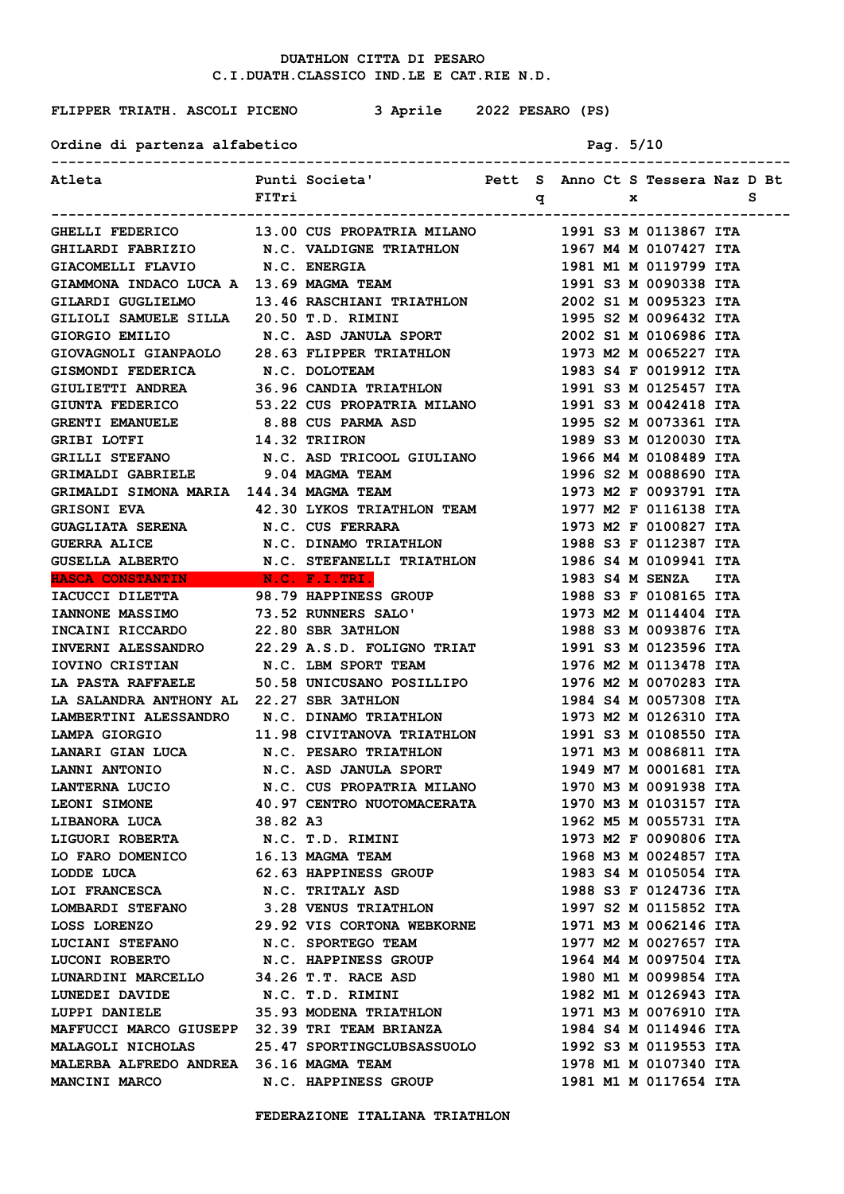DUATHLON CITTA DI PESARO
C.I.DUATH.CLASSICO IND.LE E CAT.RIE N.D.

FLIPPER TRIATH. ASCOLI PICENO 3 Aprile 2022 PESARO (PS)

Ordine di partenza alfabetico

| Atleta | Punti FITri | Societa' | Pett | Sq | Anno | Ct | Sx | Tessera | Naz | D | Bts |
|---|---|---|---|---|---|---|---|---|---|---|---|
| GHELLI FEDERICO | 13.00 | CUS PROPATRIA MILANO | | | 1991 | S3 | M | 0113867 | ITA | | |
| GHILARDI FABRIZIO | N.C. | VALDIGNE TRIATHLON | | | 1967 | M4 | M | 0107427 | ITA | | |
| GIACOMELLI FLAVIO | N.C. | ENERGIA | | | 1981 | M1 | M | 0119799 | ITA | | |
| GIAMMONA INDACO LUCA A | 13.69 | MAGMA TEAM | | | 1991 | S3 | M | 0090338 | ITA | | |
| GILARDI GUGLIELMO | 13.46 | RASCHIANI TRIATHLON | | | 2002 | S1 | M | 0095323 | ITA | | |
| GILIOLI SAMUELE SILLA | 20.50 | T.D. RIMINI | | | 1995 | S2 | M | 0096432 | ITA | | |
| GIORGIO EMILIO | N.C. | ASD JANULA SPORT | | | 2002 | S1 | M | 0106986 | ITA | | |
| GIOVAGNOLI GIANPAOLO | 28.63 | FLIPPER TRIATHLON | | | 1973 | M2 | M | 0065227 | ITA | | |
| GISMONDI FEDERICA | N.C. | DOLOTEAM | | | 1983 | S4 | F | 0019912 | ITA | | |
| GIULIETTI ANDREA | 36.96 | CANDIA TRIATHLON | | | 1991 | S3 | M | 0125457 | ITA | | |
| GIUNTA FEDERICO | 53.22 | CUS PROPATRIA MILANO | | | 1991 | S3 | M | 0042418 | ITA | | |
| GRENTI EMANUELE | 8.88 | CUS PARMA ASD | | | 1995 | S2 | M | 0073361 | ITA | | |
| GRIBI LOTFI | 14.32 | TRIIRON | | | 1989 | S3 | M | 0120030 | ITA | | |
| GRILLI STEFANO | N.C. | ASD TRICOOL GIULIANO | | | 1966 | M4 | M | 0108489 | ITA | | |
| GRIMALDI GABRIELE | 9.04 | MAGMA TEAM | | | 1996 | S2 | M | 0088690 | ITA | | |
| GRIMALDI SIMONA MARIA | 144.34 | MAGMA TEAM | | | 1973 | M2 | F | 0093791 | ITA | | |
| GRISONI EVA | 42.30 | LYKOS TRIATHLON TEAM | | | 1977 | M2 | F | 0116138 | ITA | | |
| GUAGLIATA SERENA | N.C. | CUS FERRARA | | | 1973 | M2 | F | 0100827 | ITA | | |
| GUERRA ALICE | N.C. | DINAMO TRIATHLON | | | 1988 | S3 | F | 0112387 | ITA | | |
| GUSELLA ALBERTO | N.C. | STEFANELLI TRIATHLON | | | 1986 | S4 | M | 0109941 | ITA | | |
| HASCA CONSTANTIN | N.C. | F.I.TRI. | | | 1983 | S4 | M | SENZA | ITA | | |
| IACUCCI DILETTA | 98.79 | HAPPINESS GROUP | | | 1988 | S3 | F | 0108165 | ITA | | |
| IANNONE MASSIMO | 73.52 | RUNNERS SALO' | | | 1973 | M2 | M | 0114404 | ITA | | |
| INCAINI RICCARDO | 22.80 | SBR 3ATHLON | | | 1988 | S3 | M | 0093876 | ITA | | |
| INVERNI ALESSANDRO | 22.29 | A.S.D. FOLIGNO TRIAT | | | 1991 | S3 | M | 0123596 | ITA | | |
| IOVINO CRISTIAN | N.C. | LBM SPORT TEAM | | | 1976 | M2 | M | 0113478 | ITA | | |
| LA PASTA RAFFAELE | 50.58 | UNICUSANO POSILLIPO | | | 1976 | M2 | M | 0070283 | ITA | | |
| LA SALANDRA ANTHONY AL | 22.27 | SBR 3ATHLON | | | 1984 | S4 | M | 0057308 | ITA | | |
| LAMBERTINI ALESSANDRO | N.C. | DINAMO TRIATHLON | | | 1973 | M2 | M | 0126310 | ITA | | |
| LAMPA GIORGIO | 11.98 | CIVITANOVA TRIATHLON | | | 1991 | S3 | M | 0108550 | ITA | | |
| LANARI GIAN LUCA | N.C. | PESARO TRIATHLON | | | 1971 | M3 | M | 0086811 | ITA | | |
| LANNI ANTONIO | N.C. | ASD JANULA SPORT | | | 1949 | M7 | M | 0001681 | ITA | | |
| LANTERNA LUCIO | N.C. | CUS PROPATRIA MILANO | | | 1970 | M3 | M | 0091938 | ITA | | |
| LEONI SIMONE | 40.97 | CENTRO NUOTOMACERATA | | | 1970 | M3 | M | 0103157 | ITA | | |
| LIBANORA LUCA | 38.82 | A3 | | | 1962 | M5 | M | 0055731 | ITA | | |
| LIGUORI ROBERTA | N.C. | T.D. RIMINI | | | 1973 | M2 | F | 0090806 | ITA | | |
| LO FARO DOMENICO | 16.13 | MAGMA TEAM | | | 1968 | M3 | M | 0024857 | ITA | | |
| LODDE LUCA | 62.63 | HAPPINESS GROUP | | | 1983 | S4 | M | 0105054 | ITA | | |
| LOI FRANCESCA | N.C. | TRITALY ASD | | | 1988 | S3 | F | 0124736 | ITA | | |
| LOMBARDI STEFANO | 3.28 | VENUS TRIATHLON | | | 1997 | S2 | M | 0115852 | ITA | | |
| LOSS LORENZO | 29.92 | VIS CORTONA WEBKORNE | | | 1971 | M3 | M | 0062146 | ITA | | |
| LUCIANI STEFANO | N.C. | SPORTEGO TEAM | | | 1977 | M2 | M | 0027657 | ITA | | |
| LUCONI ROBERTO | N.C. | HAPPINESS GROUP | | | 1964 | M4 | M | 0097504 | ITA | | |
| LUNARDINI MARCELLO | 34.26 | T.T. RACE ASD | | | 1980 | M1 | M | 0099854 | ITA | | |
| LUNEDEI DAVIDE | N.C. | T.D. RIMINI | | | 1982 | M1 | M | 0126943 | ITA | | |
| LUPPI DANIELE | 35.93 | MODENA TRIATHLON | | | 1971 | M3 | M | 0076910 | ITA | | |
| MAFFUCCI MARCO GIUSEPP | 32.39 | TRI TEAM BRIANZA | | | 1984 | S4 | M | 0114946 | ITA | | |
| MALAGOLI NICHOLAS | 25.47 | SPORTINGCLUBSASSUOLO | | | 1992 | S3 | M | 0119553 | ITA | | |
| MALERBA ALFREDO ANDREA | 36.16 | MAGMA TEAM | | | 1978 | M1 | M | 0107340 | ITA | | |
| MANCINI MARCO | N.C. | HAPPINESS GROUP | | | 1981 | M1 | M | 0117654 | ITA | | |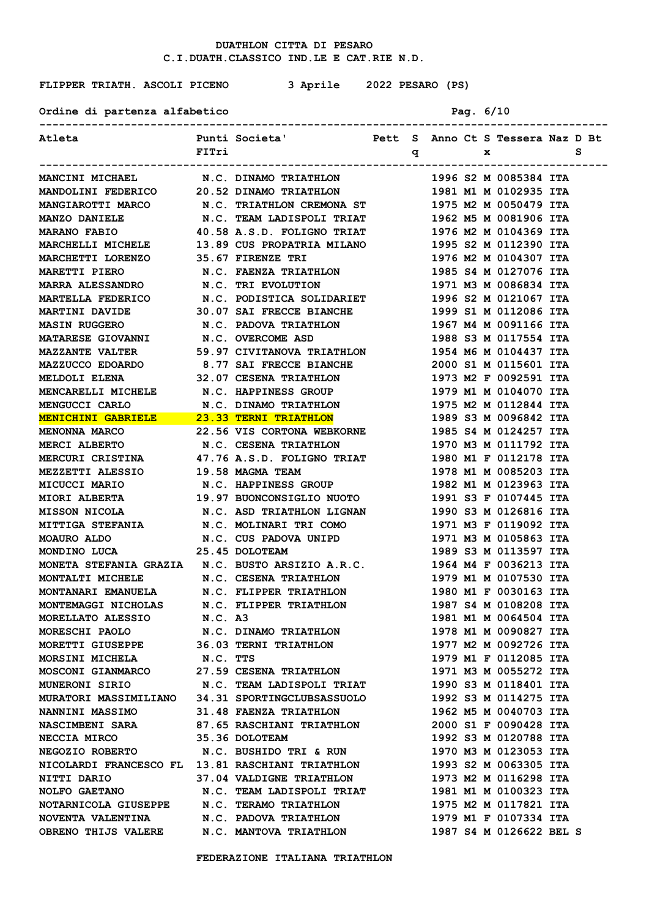**DUATHLON CITTA DI PESARO**
**C.I.DUATH.CLASSICO IND.LE E CAT.RIE N.D.**

**FLIPPER TRIATH. ASCOLI PICENO — 3 Aprile 2022 PESARO (PS)**

**Ordine di partenza alfabetico**

| Atleta | Punti FITri | Societa' | Pett | Sq | Anno | Ct | Sx | Tessera | Naz | D | Bt S |
|---|---|---|---|---|---|---|---|---|---|---|---|
| MANCINI MICHAEL | N.C. | DINAMO TRIATHLON | | | 1996 | S2 | M | 0085384 | ITA | | |
| MANDOLINI FEDERICO | 20.52 | DINAMO TRIATHLON | | | 1981 | M1 | M | 0102935 | ITA | | |
| MANGIAROTTI MARCO | N.C. | TRIATHLON CREMONA ST | | | 1975 | M2 | M | 0050479 | ITA | | |
| MANZO DANIELE | N.C. | TEAM LADISPOLI TRIAT | | | 1962 | M5 | M | 0081906 | ITA | | |
| MARANO FABIO | 40.58 | A.S.D. FOLIGNO TRIAT | | | 1976 | M2 | M | 0104369 | ITA | | |
| MARCHELLI MICHELE | 13.89 | CUS PROPATRIA MILANO | | | 1995 | S2 | M | 0112390 | ITA | | |
| MARCHETTI LORENZO | 35.67 | FIRENZE TRI | | | 1976 | M2 | M | 0104307 | ITA | | |
| MARETTI PIERO | N.C. | FAENZA TRIATHLON | | | 1985 | S4 | M | 0127076 | ITA | | |
| MARRA ALESSANDRO | N.C. | TRI EVOLUTION | | | 1971 | M3 | M | 0086834 | ITA | | |
| MARTELLA FEDERICO | N.C. | PODISTICA SOLIDARIET | | | 1996 | S2 | M | 0121067 | ITA | | |
| MARTINI DAVIDE | 30.07 | SAI FRECCE BIANCHE | | | 1999 | S1 | M | 0112086 | ITA | | |
| MASIN RUGGERO | N.C. | PADOVA TRIATHLON | | | 1967 | M4 | M | 0091166 | ITA | | |
| MATARESE GIOVANNI | N.C. | OVERCOME ASD | | | 1988 | S3 | M | 0117554 | ITA | | |
| MAZZANTE VALTER | 59.97 | CIVITANOVA TRIATHLON | | | 1954 | M6 | M | 0104437 | ITA | | |
| MAZZUCCO EDOARDO | 8.77 | SAI FRECCE BIANCHE | | | 2000 | S1 | M | 0115601 | ITA | | |
| MELDOLI ELENA | 32.07 | CESENA TRIATHLON | | | 1973 | M2 | F | 0092591 | ITA | | |
| MENCARELLI MICHELE | N.C. | HAPPINESS GROUP | | | 1979 | M1 | M | 0104070 | ITA | | |
| MENGUCCI CARLO | N.C. | DINAMO TRIATHLON | | | 1975 | M2 | M | 0112844 | ITA | | |
| MENICHINI GABRIELE | 23.33 | TERNI TRIATHLON | | | 1989 | S3 | M | 0096842 | ITA | | |
| MENONNA MARCO | 22.56 | VIS CORTONA WEBKORNE | | | 1985 | S4 | M | 0124257 | ITA | | |
| MERCI ALBERTO | N.C. | CESENA TRIATHLON | | | 1970 | M3 | M | 0111792 | ITA | | |
| MERCURI CRISTINA | 47.76 | A.S.D. FOLIGNO TRIAT | | | 1980 | M1 | F | 0112178 | ITA | | |
| MEZZETTI ALESSIO | 19.58 | MAGMA TEAM | | | 1978 | M1 | M | 0085203 | ITA | | |
| MICUCCI MARIO | N.C. | HAPPINESS GROUP | | | 1982 | M1 | M | 0123963 | ITA | | |
| MIORI ALBERTA | 19.97 | BUONCONSIGLIO NUOTO | | | 1991 | S3 | F | 0107445 | ITA | | |
| MISSON NICOLA | N.C. | ASD TRIATHLON LIGNAN | | | 1990 | S3 | M | 0126816 | ITA | | |
| MITTIGA STEFANIA | N.C. | MOLINARI TRI COMO | | | 1971 | M3 | F | 0119092 | ITA | | |
| MOAURO ALDO | N.C. | CUS PADOVA UNIPD | | | 1971 | M3 | M | 0105863 | ITA | | |
| MONDINO LUCA | 25.45 | DOLOTEAM | | | 1989 | S3 | M | 0113597 | ITA | | |
| MONETA STEFANIA GRAZIA | N.C. | BUSTO ARSIZIO A.R.C. | | | 1964 | M4 | F | 0036213 | ITA | | |
| MONTALTI MICHELE | N.C. | CESENA TRIATHLON | | | 1979 | M1 | M | 0107530 | ITA | | |
| MONTANARI EMANUELA | N.C. | FLIPPER TRIATHLON | | | 1980 | M1 | F | 0030163 | ITA | | |
| MONTEMAGGI NICHOLAS | N.C. | FLIPPER TRIATHLON | | | 1987 | S4 | M | 0108208 | ITA | | |
| MORELLATO ALESSIO | N.C. | A3 | | | 1981 | M1 | M | 0064504 | ITA | | |
| MORESCHI PAOLO | N.C. | DINAMO TRIATHLON | | | 1978 | M1 | M | 0090827 | ITA | | |
| MORETTI GIUSEPPE | 36.03 | TERNI TRIATHLON | | | 1977 | M2 | M | 0092726 | ITA | | |
| MORSINI MICHELA | N.C. | TTS | | | 1979 | M1 | F | 0112085 | ITA | | |
| MOSCONI GIANMARCO | 27.59 | CESENA TRIATHLON | | | 1971 | M3 | M | 0055272 | ITA | | |
| MUNERONI SIRIO | N.C. | TEAM LADISPOLI TRIAT | | | 1990 | S3 | M | 0118401 | ITA | | |
| MURATORI MASSIMILIANO | 34.31 | SPORTINGCLUBSASSUOLO | | | 1992 | S3 | M | 0114275 | ITA | | |
| NANNINI MASSIMO | 31.48 | FAENZA TRIATHLON | | | 1962 | M5 | M | 0040703 | ITA | | |
| NASCIMBENI SARA | 87.65 | RASCHIANI TRIATHLON | | | 2000 | S1 | F | 0090428 | ITA | | |
| NECCIA MIRCO | 35.36 | DOLOTEAM | | | 1992 | S3 | M | 0120788 | ITA | | |
| NEGOZIO ROBERTO | N.C. | BUSHIDO TRI & RUN | | | 1970 | M3 | M | 0123053 | ITA | | |
| NICOLARDI FRANCESCO FL | 13.81 | RASCHIANI TRIATHLON | | | 1993 | S2 | M | 0063305 | ITA | | |
| NITTI DARIO | 37.04 | VALDIGNE TRIATHLON | | | 1973 | M2 | M | 0116298 | ITA | | |
| NOLFO GAETANO | N.C. | TEAM LADISPOLI TRIAT | | | 1981 | M1 | M | 0100323 | ITA | | |
| NOTARNICOLA GIUSEPPE | N.C. | TERAMO TRIATHLON | | | 1975 | M2 | M | 0117821 | ITA | | |
| NOVENTA VALENTINA | N.C. | PADOVA TRIATHLON | | | 1979 | M1 | F | 0107334 | ITA | | |
| OBRENO THIJS VALERE | N.C. | MANTOVA TRIATHLON | | | 1987 | S4 | M | 0126622 | BEL | | S |

FEDERAZIONE ITALIANA TRIATHLON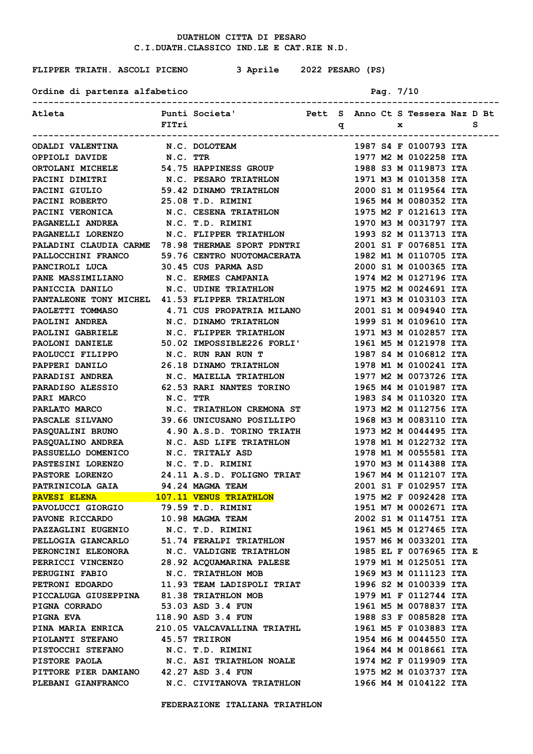# DUATHLON CITTA DI PESARO

## C.I.DUATH.CLASSICO IND.LE E CAT.RIE N.D.

FLIPPER TRIATH. ASCOLI PICENO 3 Aprile 2022 PESARO (PS)

Ordine di partenza alfabetico

| Atleta | Punti FITri | Societa' | Pett | Sq | Anno | Ct | Sx | Tessera | Naz | DS | Bt |
|---|---|---|---|---|---|---|---|---|---|---|---|
| ODALDI VALENTINA | N.C. | DOLOTEAM | | | 1987 | S4 | F | 0100793 | ITA | | |
| OPPIOLI DAVIDE | N.C. | TTR | | | 1977 | M2 | M | 0102258 | ITA | | |
| ORTOLANI MICHELE | 54.75 | HAPPINESS GROUP | | | 1988 | S3 | M | 0119873 | ITA | | |
| PACINI DIMITRI | N.C. | PESARO TRIATHLON | | | 1971 | M3 | M | 0101358 | ITA | | |
| PACINI GIULIO | 59.42 | DINAMO TRIATHLON | | | 2000 | S1 | M | 0119564 | ITA | | |
| PACINI ROBERTO | 25.08 | T.D. RIMINI | | | 1965 | M4 | M | 0080352 | ITA | | |
| PACINI VERONICA | N.C. | CESENA TRIATHLON | | | 1975 | M2 | F | 0121613 | ITA | | |
| PAGANELLI ANDREA | N.C. | T.D. RIMINI | | | 1970 | M3 | M | 0031797 | ITA | | |
| PAGANELLI LORENZO | N.C. | FLIPPER TRIATHLON | | | 1993 | S2 | M | 0113713 | ITA | | |
| PALADINI CLAUDIA CARME | 78.98 | THERMAE SPORT PDNTRI | | | 2001 | S1 | F | 0076851 | ITA | | |
| PALLOCCHINI FRANCO | 59.76 | CENTRO NUOTOMACERATA | | | 1982 | M1 | M | 0110705 | ITA | | |
| PANCIROLI LUCA | 30.45 | CUS PARMA ASD | | | 2000 | S1 | M | 0100365 | ITA | | |
| PANE MASSIMILIANO | N.C. | ERMES CAMPANIA | | | 1974 | M2 | M | 0127196 | ITA | | |
| PANICCIA DANILO | N.C. | UDINE TRIATHLON | | | 1975 | M2 | M | 0024691 | ITA | | |
| PANTALEONE TONY MICHEL | 41.53 | FLIPPER TRIATHLON | | | 1971 | M3 | M | 0103103 | ITA | | |
| PAOLETTI TOMMASO | 4.71 | CUS PROPATRIA MILANO | | | 2001 | S1 | M | 0094940 | ITA | | |
| PAOLINI ANDREA | N.C. | DINAMO TRIATHLON | | | 1999 | S1 | M | 0109610 | ITA | | |
| PAOLINI GABRIELE | N.C. | FLIPPER TRIATHLON | | | 1971 | M3 | M | 0102857 | ITA | | |
| PAOLONI DANIELE | 50.02 | IMPOSSIBLE226 FORLI' | | | 1961 | M5 | M | 0121978 | ITA | | |
| PAOLUCCI FILIPPO | N.C. | RUN RAN RUN T | | | 1987 | S4 | M | 0106812 | ITA | | |
| PAPPERI DANILO | 26.18 | DINAMO TRIATHLON | | | 1978 | M1 | M | 0100241 | ITA | | |
| PARADISI ANDREA | N.C. | MAIELLA TRIATHLON | | | 1977 | M2 | M | 0073726 | ITA | | |
| PARADISO ALESSIO | 62.53 | RARI NANTES TORINO | | | 1965 | M4 | M | 0101987 | ITA | | |
| PARI MARCO | N.C. | TTR | | | 1983 | S4 | M | 0110320 | ITA | | |
| PARLATO MARCO | N.C. | TRIATHLON CREMONA ST | | | 1973 | M2 | M | 0112756 | ITA | | |
| PASCALE SILVANO | 39.66 | UNICUSANO POSILLIPO | | | 1968 | M3 | M | 0083110 | ITA | | |
| PASQUALINI BRUNO | 4.90 | A.S.D. TORINO TRIATH | | | 1973 | M2 | M | 0044495 | ITA | | |
| PASQUALINO ANDREA | N.C. | ASD LIFE TRIATHLON | | | 1978 | M1 | M | 0122732 | ITA | | |
| PASSUELLO DOMENICO | N.C. | TRITALY ASD | | | 1978 | M1 | M | 0055581 | ITA | | |
| PASTESINI LORENZO | N.C. | T.D. RIMINI | | | 1970 | M3 | M | 0114388 | ITA | | |
| PASTORE LORENZO | 24.11 | A.S.D. FOLIGNO TRIAT | | | 1967 | M4 | M | 0112107 | ITA | | |
| PATRINICOLA GAIA | 94.24 | MAGMA TEAM | | | 2001 | S1 | F | 0102957 | ITA | | |
| PAVESI ELENA | 107.11 | VENUS TRIATHLON | | | 1975 | M2 | F | 0092428 | ITA | | |
| PAVOLUCCI GIORGIO | 79.59 | T.D. RIMINI | | | 1951 | M7 | M | 0002671 | ITA | | |
| PAVONE RICCARDO | 10.98 | MAGMA TEAM | | | 2002 | S1 | M | 0114751 | ITA | | |
| PAZZAGLINI EUGENIO | N.C. | T.D. RIMINI | | | 1961 | M5 | M | 0127465 | ITA | | |
| PELLOGIA GIANCARLO | 51.74 | FERALPI TRIATHLON | | | 1957 | M6 | M | 0033201 | ITA | | |
| PERONCINI ELEONORA | N.C. | VALDIGNE TRIATHLON | | | 1985 | EL | F | 0076965 | ITA | E | |
| PERRICCI VINCENZO | 28.92 | ACQUAMARINA PALESE | | | 1979 | M1 | M | 0125051 | ITA | | |
| PERUGINI FABIO | N.C. | TRIATHLON MOB | | | 1969 | M3 | M | 0111123 | ITA | | |
| PETRONI EDOARDO | 11.93 | TEAM LADISPOLI TRIAT | | | 1996 | S2 | M | 0100339 | ITA | | |
| PICCALUGA GIUSEPPINA | 81.38 | TRIATHLON MOB | | | 1979 | M1 | F | 0112744 | ITA | | |
| PIGNA CORRADO | 53.03 | ASD 3.4 FUN | | | 1961 | M5 | M | 0078837 | ITA | | |
| PIGNA EVA | 118.90 | ASD 3.4 FUN | | | 1988 | S3 | F | 0085828 | ITA | | |
| PINA MARIA ENRICA | 210.05 | VALCAVALLINA TRIATHL | | | 1961 | M5 | F | 0103883 | ITA | | |
| PIOLANTI STEFANO | 45.57 | TRIIRON | | | 1954 | M6 | M | 0044550 | ITA | | |
| PISTOCCHI STEFANO | N.C. | T.D. RIMINI | | | 1964 | M4 | M | 0018661 | ITA | | |
| PISTORE PAOLA | N.C. | ASI TRIATHLON NOALE | | | 1974 | M2 | F | 0119909 | ITA | | |
| PITTORE PIER DAMIANO | 42.27 | ASD 3.4 FUN | | | 1975 | M2 | M | 0103737 | ITA | | |
| PLEBANI GIANFRANCO | N.C. | CIVITANOVA TRIATHLON | | | 1966 | M4 | M | 0104122 | ITA | | |

FEDERAZIONE ITALIANA TRIATHLON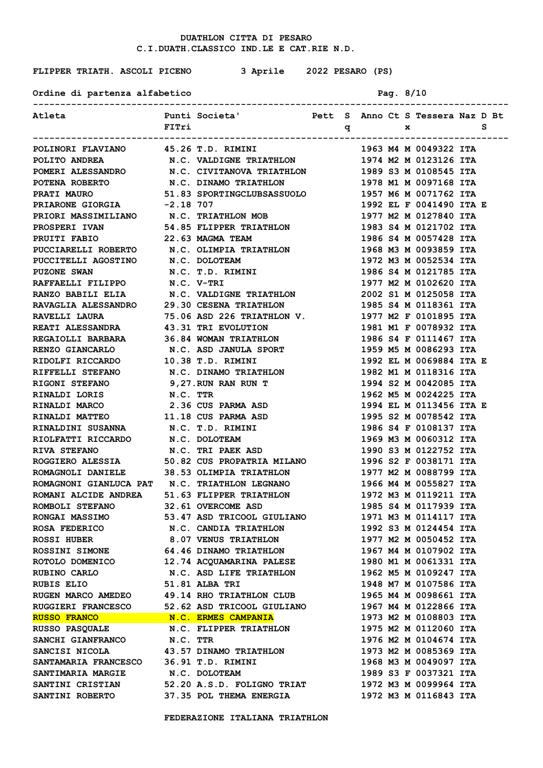# DUATHLON CITTA DI PESARO

## C.I.DUATH.CLASSICO IND.LE E CAT.RIE N.D.

FLIPPER TRIATH. ASCOLI PICENO 3 Aprile 2022 PESARO (PS)

Ordine di partenza alfabetico

| Atleta | Punti FITri | Societa' | Pett | Sq | Anno | Ct | Sx | Tessera | Naz | D | Bt S |
|---|---|---|---|---|---|---|---|---|---|---|---|
| POLINORI FLAVIANO | 45.26 | T.D. RIMINI | | | 1963 | M4 | M | 0049322 | ITA | | |
| POLITO ANDREA | N.C. | VALDIGNE TRIATHLON | | | 1974 | M2 | M | 0123126 | ITA | | |
| POMERI ALESSANDRO | N.C. | CIVITANOVA TRIATHLON | | | 1989 | S3 | M | 0108545 | ITA | | |
| POTENA ROBERTO | N.C. | DINAMO TRIATHLON | | | 1978 | M1 | M | 0097168 | ITA | | |
| PRATI MAURO | 51.83 | SPORTINGCLUBSASSUOLO | | | 1957 | M6 | M | 0071762 | ITA | | |
| PRIARONE GIORGIA | -2.18 | 707 | | | 1992 | EL | F | 0041490 | ITA | E | |
| PRIORI MASSIMILIANO | N.C. | TRIATHLON MOB | | | 1977 | M2 | M | 0127840 | ITA | | |
| PROSPERI IVAN | 54.85 | FLIPPER TRIATHLON | | | 1983 | S4 | M | 0121702 | ITA | | |
| PRUITI FABIO | 22.63 | MAGMA TEAM | | | 1986 | S4 | M | 0057428 | ITA | | |
| PUCCIARELLI ROBERTO | N.C. | OLIMPIA TRIATHLON | | | 1968 | M3 | M | 0093859 | ITA | | |
| PUCCITELLI AGOSTINO | N.C. | DOLOTEAM | | | 1972 | M3 | M | 0052534 | ITA | | |
| PUZONE SWAN | N.C. | T.D. RIMINI | | | 1986 | S4 | M | 0121785 | ITA | | |
| RAFFAELLI FILIPPO | N.C. | V-TRI | | | 1977 | M2 | M | 0102620 | ITA | | |
| RANZO BABILI ELIA | N.C. | VALDIGNE TRIATHLON | | | 2002 | S1 | M | 0125058 | ITA | | |
| RAVAGLIA ALESSANDRO | 29.30 | CESENA TRIATHLON | | | 1985 | S4 | M | 0118361 | ITA | | |
| RAVELLI LAURA | 75.06 | ASD 226 TRIATHLON V. | | | 1977 | M2 | F | 0101895 | ITA | | |
| REATI ALESSANDRA | 43.31 | TRI EVOLUTION | | | 1981 | M1 | F | 0078932 | ITA | | |
| REGAIOLLI BARBARA | 36.84 | WOMAN TRIATHLON | | | 1986 | S4 | F | 0111467 | ITA | | |
| RENZO GIANCARLO | N.C. | ASD JANULA SPORT | | | 1959 | M5 | M | 0086293 | ITA | | |
| RIDOLFI RICCARDO | 10.38 | T.D. RIMINI | | | 1992 | EL | M | 0069884 | ITA | E | |
| RIFFELLI STEFANO | N.C. | DINAMO TRIATHLON | | | 1982 | M1 | M | 0118316 | ITA | | |
| RIGONI STEFANO | 9,27. | RUN RAN RUN T | | | 1994 | S2 | M | 0042085 | ITA | | |
| RINALDI LORIS | N.C. | TTR | | | 1962 | M5 | M | 0024225 | ITA | | |
| RINALDI MARCO | 2.36 | CUS PARMA ASD | | | 1994 | EL | M | 0113456 | ITA | E | |
| RINALDI MATTEO | 11.18 | CUS PARMA ASD | | | 1995 | S2 | M | 0078542 | ITA | | |
| RINALDINI SUSANNA | N.C. | T.D. RIMINI | | | 1986 | S4 | F | 0108137 | ITA | | |
| RIOLFATTI RICCARDO | N.C. | DOLOTEAM | | | 1969 | M3 | M | 0060312 | ITA | | |
| RIVA STEFANO | N.C. | TRI PAEK ASD | | | 1990 | S3 | M | 0122752 | ITA | | |
| ROGGIERO ALESSIA | 50.82 | CUS PROPATRIA MILANO | | | 1996 | S2 | F | 0038171 | ITA | | |
| ROMAGNOLI DANIELE | 38.53 | OLIMPIA TRIATHLON | | | 1977 | M2 | M | 0088799 | ITA | | |
| ROMAGNONI GIANLUCA PAT | N.C. | TRIATHLON LEGNANO | | | 1966 | M4 | M | 0055827 | ITA | | |
| ROMANI ALCIDE ANDREA | 51.63 | FLIPPER TRIATHLON | | | 1972 | M3 | M | 0119211 | ITA | | |
| ROMBOLI STEFANO | 32.61 | OVERCOME ASD | | | 1985 | S4 | M | 0117939 | ITA | | |
| RONGAI MASSIMO | 53.47 | ASD TRICOOL GIULIANO | | | 1971 | M3 | M | 0114117 | ITA | | |
| ROSA FEDERICO | N.C. | CANDIA TRIATHLON | | | 1992 | S3 | M | 0124454 | ITA | | |
| ROSSI HUBER | 8.07 | VENUS TRIATHLON | | | 1977 | M2 | M | 0050452 | ITA | | |
| ROSSINI SIMONE | 64.46 | DINAMO TRIATHLON | | | 1967 | M4 | M | 0107902 | ITA | | |
| ROTOLO DOMENICO | 12.74 | ACQUAMARINA PALESE | | | 1980 | M1 | M | 0061331 | ITA | | |
| RUBINO CARLO | N.C. | ASD LIFE TRIATHLON | | | 1962 | M5 | M | 0109247 | ITA | | |
| RUBIS ELIO | 51.81 | ALBA TRI | | | 1948 | M7 | M | 0107586 | ITA | | |
| RUGEN MARCO AMEDEO | 49.14 | RHO TRIATHLON CLUB | | | 1965 | M4 | M | 0098661 | ITA | | |
| RUGGIERI FRANCESCO | 52.62 | ASD TRICOOL GIULIANO | | | 1967 | M4 | M | 0122866 | ITA | | |
| RUSSO FRANCO | N.C. | ERMES CAMPANIA | | | 1973 | M2 | M | 0108803 | ITA | | |
| RUSSO PASQUALE | N.C. | FLIPPER TRIATHLON | | | 1975 | M2 | M | 0112060 | ITA | | |
| SANCHI GIANFRANCO | N.C. | TTR | | | 1976 | M2 | M | 0104674 | ITA | | |
| SANCISI NICOLA | 43.57 | DINAMO TRIATHLON | | | 1973 | M2 | M | 0085369 | ITA | | |
| SANTAMARIA FRANCESCO | 36.91 | T.D. RIMINI | | | 1968 | M3 | M | 0049097 | ITA | | |
| SANTIMARIA MARGIE | N.C. | DOLOTEAM | | | 1989 | S3 | F | 0037321 | ITA | | |
| SANTINI CRISTIAN | 52.20 | A.S.D. FOLIGNO TRIAT | | | 1972 | M3 | M | 0099964 | ITA | | |
| SANTINI ROBERTO | 37.35 | POL THEMA ENERGIA | | | 1972 | M3 | M | 0116843 | ITA | | |

FEDERAZIONE ITALIANA TRIATHLON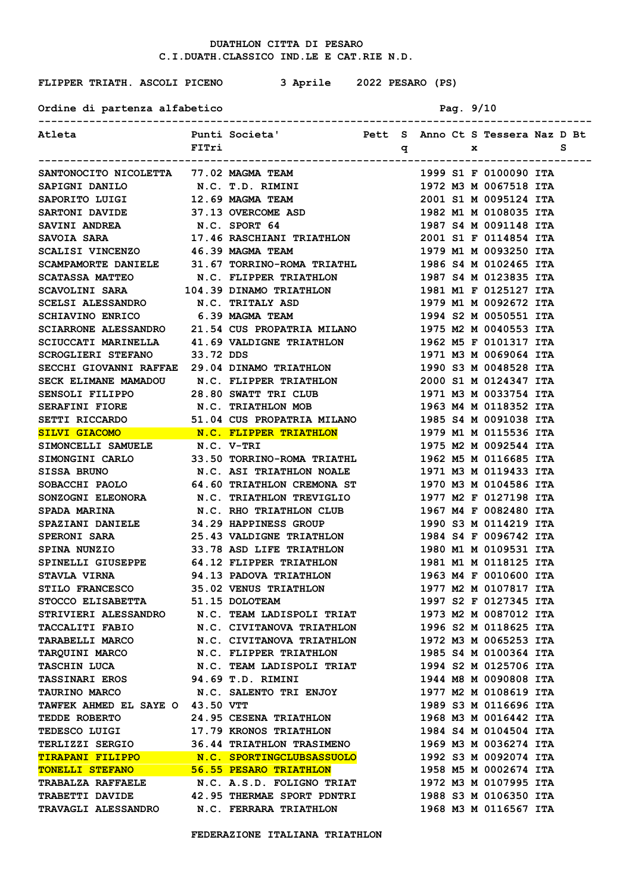DUATHLON CITTA DI PESARO
C.I.DUATH.CLASSICO IND.LE E CAT.RIE N.D.

FLIPPER TRIATH. ASCOLI PICENO 3 Aprile 2022 PESARO (PS)

Ordine di partenza alfabetico

| Atleta | Punti FITri | Societa' | Pett | Sq | Anno | Ct | Sx | Tessera | Naz | D | Bt S |
|---|---|---|---|---|---|---|---|---|---|---|---|
| SANTONOCITO NICOLETTA | 77.02 | MAGMA TEAM | | | 1999 | S1 | F | 0100090 | ITA | | |
| SAPIGNI DANILO | N.C. | T.D. RIMINI | | | 1972 | M3 | M | 0067518 | ITA | | |
| SAPORITO LUIGI | 12.69 | MAGMA TEAM | | | 2001 | S1 | M | 0095124 | ITA | | |
| SARTONI DAVIDE | 37.13 | OVERCOME ASD | | | 1982 | M1 | M | 0108035 | ITA | | |
| SAVINI ANDREA | N.C. | SPORT 64 | | | 1987 | S4 | M | 0091148 | ITA | | |
| SAVOIA SARA | 17.46 | RASCHIANI TRIATHLON | | | 2001 | S1 | F | 0114854 | ITA | | |
| SCALISI VINCENZO | 46.39 | MAGMA TEAM | | | 1979 | M1 | M | 0093250 | ITA | | |
| SCAMPAMORTE DANIELE | 31.67 | TORRINO-ROMA TRIATHL | | | 1986 | S4 | M | 0102465 | ITA | | |
| SCATASSA MATTEO | N.C. | FLIPPER TRIATHLON | | | 1987 | S4 | M | 0123835 | ITA | | |
| SCAVOLINI SARA | 104.39 | DINAMO TRIATHLON | | | 1981 | M1 | F | 0125127 | ITA | | |
| SCELSI ALESSANDRO | N.C. | TRITALY ASD | | | 1979 | M1 | M | 0092672 | ITA | | |
| SCHIAVINO ENRICO | 6.39 | MAGMA TEAM | | | 1994 | S2 | M | 0050551 | ITA | | |
| SCIARRONE ALESSANDRO | 21.54 | CUS PROPATRIA MILANO | | | 1975 | M2 | M | 0040553 | ITA | | |
| SCIUCCATI MARINELLA | 41.69 | VALDIGNE TRIATHLON | | | 1962 | M5 | F | 0101317 | ITA | | |
| SCROGLIERI STEFANO | 33.72 | DDS | | | 1971 | M3 | M | 0069064 | ITA | | |
| SECCHI GIOVANNI RAFFAE | 29.04 | DINAMO TRIATHLON | | | 1990 | S3 | M | 0048528 | ITA | | |
| SECK ELIMANE MAMADOU | N.C. | FLIPPER TRIATHLON | | | 2000 | S1 | M | 0124347 | ITA | | |
| SENSOLI FILIPPO | 28.80 | SWATT TRI CLUB | | | 1971 | M3 | M | 0033754 | ITA | | |
| SERAFINI FIORE | N.C. | TRIATHLON MOB | | | 1963 | M4 | M | 0118352 | ITA | | |
| SETTI RICCARDO | 51.04 | CUS PROPATRIA MILANO | | | 1985 | S4 | M | 0091038 | ITA | | |
| SILVI GIACOMO | N.C. | FLIPPER TRIATHLON | | | 1979 | M1 | M | 0115536 | ITA | | |
| SIMONCELLI SAMUELE | N.C. | V-TRI | | | 1975 | M2 | M | 0092544 | ITA | | |
| SIMONGINI CARLO | 33.50 | TORRINO-ROMA TRIATHL | | | 1962 | M5 | M | 0116685 | ITA | | |
| SISSA BRUNO | N.C. | ASI TRIATHLON NOALE | | | 1971 | M3 | M | 0119433 | ITA | | |
| SOBACCHI PAOLO | 64.60 | TRIATHLON CREMONA ST | | | 1970 | M3 | M | 0104586 | ITA | | |
| SONZOGNI ELEONORA | N.C. | TRIATHLON TREVIGLIO | | | 1977 | M2 | F | 0127198 | ITA | | |
| SPADA MARINA | N.C. | RHO TRIATHLON CLUB | | | 1967 | M4 | F | 0082480 | ITA | | |
| SPAZIANI DANIELE | 34.29 | HAPPINESS GROUP | | | 1990 | S3 | M | 0114219 | ITA | | |
| SPERONI SARA | 25.43 | VALDIGNE TRIATHLON | | | 1984 | S4 | F | 0096742 | ITA | | |
| SPINA NUNZIO | 33.78 | ASD LIFE TRIATHLON | | | 1980 | M1 | M | 0109531 | ITA | | |
| SPINELLI GIUSEPPE | 64.12 | FLIPPER TRIATHLON | | | 1981 | M1 | M | 0118125 | ITA | | |
| STAVLA VIRNA | 94.13 | PADOVA TRIATHLON | | | 1963 | M4 | F | 0010600 | ITA | | |
| STILO FRANCESCO | 35.02 | VENUS TRIATHLON | | | 1977 | M2 | M | 0107817 | ITA | | |
| STOCCO ELISABETTA | 51.15 | DOLOTEAM | | | 1997 | S2 | F | 0127345 | ITA | | |
| STRIVIERI ALESSANDRO | N.C. | TEAM LADISPOLI TRIAT | | | 1973 | M2 | M | 0087012 | ITA | | |
| TACCALITI FABIO | N.C. | CIVITANOVA TRIATHLON | | | 1996 | S2 | M | 0118625 | ITA | | |
| TARABELLI MARCO | N.C. | CIVITANOVA TRIATHLON | | | 1972 | M3 | M | 0065253 | ITA | | |
| TARQUINI MARCO | N.C. | FLIPPER TRIATHLON | | | 1985 | S4 | M | 0100364 | ITA | | |
| TASCHIN LUCA | N.C. | TEAM LADISPOLI TRIAT | | | 1994 | S2 | M | 0125706 | ITA | | |
| TASSINARI EROS | 94.69 | T.D. RIMINI | | | 1944 | M8 | M | 0090808 | ITA | | |
| TAURINO MARCO | N.C. | SALENTO TRI ENJOY | | | 1977 | M2 | M | 0108619 | ITA | | |
| TAWFEK AHMED EL SAYE O | 43.50 | VTT | | | 1989 | S3 | M | 0116696 | ITA | | |
| TEDDE ROBERTO | 24.95 | CESENA TRIATHLON | | | 1968 | M3 | M | 0016442 | ITA | | |
| TEDESCO LUIGI | 17.79 | KRONOS TRIATHLON | | | 1984 | S4 | M | 0104504 | ITA | | |
| TERLIZZI SERGIO | 36.44 | TRIATHLON TRASIMENO | | | 1969 | M3 | M | 0036274 | ITA | | |
| TIRAPANI FILIPPO | N.C. | SPORTINGCLUBSASSUOLO | | | 1992 | S3 | M | 0092074 | ITA | | |
| TONELLI STEFANO | 56.55 | PESARO TRIATHLON | | | 1958 | M5 | M | 0002674 | ITA | | |
| TRABALZA RAFFAELE | N.C. | A.S.D. FOLIGNO TRIAT | | | 1972 | M3 | M | 0107995 | ITA | | |
| TRABETTI DAVIDE | 42.95 | THERMAE SPORT PDNTRI | | | 1988 | S3 | M | 0106350 | ITA | | |
| TRAVAGLI ALESSANDRO | N.C. | FERRARA TRIATHLON | | | 1968 | M3 | M | 0116567 | ITA | | |

FEDERAZIONE ITALIANA TRIATHLON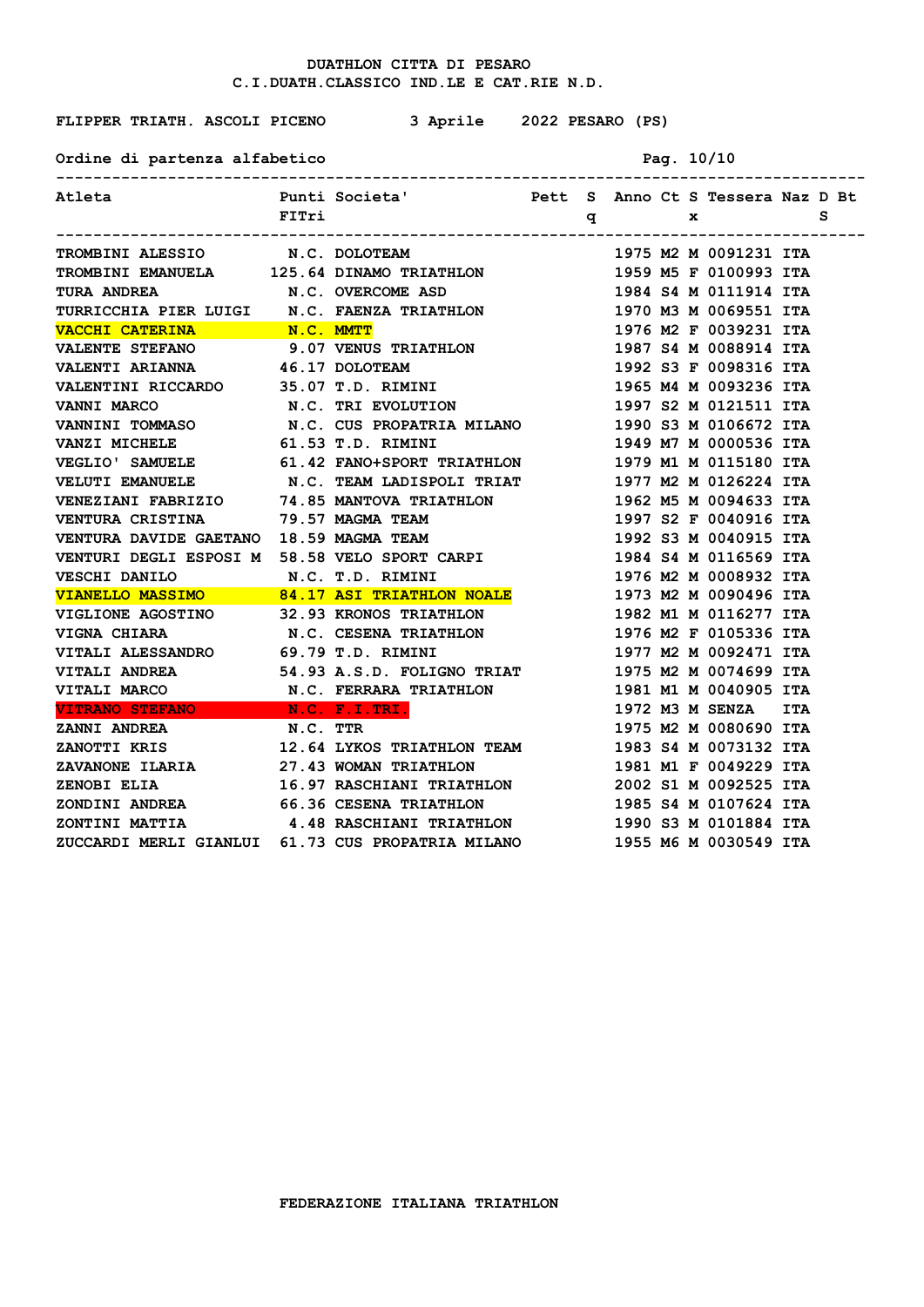DUATHLON CITTA DI PESARO

C.I.DUATH.CLASSICO IND.LE E CAT.RIE N.D.

FLIPPER TRIATH. ASCOLI PICENO 3 Aprile 2022 PESARO (PS)

Ordine di partenza alfabetico

| Atleta | Punti FITri | Societa' | Pett | Sq | Anno | Ct | Sx | Tessera | Naz | D | Bts |
|---|---|---|---|---|---|---|---|---|---|---|---|
| TROMBINI ALESSIO | N.C. | DOLOTEAM | | | 1975 | M2 | M | 0091231 | ITA | | |
| TROMBINI EMANUELA | 125.64 | DINAMO TRIATHLON | | | 1959 | M5 | F | 0100993 | ITA | | |
| TURA ANDREA | N.C. | OVERCOME ASD | | | 1984 | S4 | M | 0111914 | ITA | | |
| TURRICCHIA PIER LUIGI | N.C. | FAENZA TRIATHLON | | | 1970 | M3 | M | 0069551 | ITA | | |
| VACCHI CATERINA | N.C. | MMTT | | | 1976 | M2 | F | 0039231 | ITA | | |
| VALENTE STEFANO | 9.07 | VENUS TRIATHLON | | | 1987 | S4 | M | 0088914 | ITA | | |
| VALENTI ARIANNA | 46.17 | DOLOTEAM | | | 1992 | S3 | F | 0098316 | ITA | | |
| VALENTINI RICCARDO | 35.07 | T.D. RIMINI | | | 1965 | M4 | M | 0093236 | ITA | | |
| VANNI MARCO | N.C. | TRI EVOLUTION | | | 1997 | S2 | M | 0121511 | ITA | | |
| VANNINI TOMMASO | N.C. | CUS PROPATRIA MILANO | | | 1990 | S3 | M | 0106672 | ITA | | |
| VANZI MICHELE | 61.53 | T.D. RIMINI | | | 1949 | M7 | M | 0000536 | ITA | | |
| VEGLIO' SAMUELE | 61.42 | FANO+SPORT TRIATHLON | | | 1979 | M1 | M | 0115180 | ITA | | |
| VELUTI EMANUELE | N.C. | TEAM LADISPOLI TRIAT | | | 1977 | M2 | M | 0126224 | ITA | | |
| VENEZIANI FABRIZIO | 74.85 | MANTOVA TRIATHLON | | | 1962 | M5 | M | 0094633 | ITA | | |
| VENTURA CRISTINA | 79.57 | MAGMA TEAM | | | 1997 | S2 | F | 0040916 | ITA | | |
| VENTURA DAVIDE GAETANO | 18.59 | MAGMA TEAM | | | 1992 | S3 | M | 0040915 | ITA | | |
| VENTURI DEGLI ESPOSI M | 58.58 | VELO SPORT CARPI | | | 1984 | S4 | M | 0116569 | ITA | | |
| VESCHI DANILO | N.C. | T.D. RIMINI | | | 1976 | M2 | M | 0008932 | ITA | | |
| VIANELLO MASSIMO | 84.17 | ASI TRIATHLON NOALE | | | 1973 | M2 | M | 0090496 | ITA | | |
| VIGLIONE AGOSTINO | 32.93 | KRONOS TRIATHLON | | | 1982 | M1 | M | 0116277 | ITA | | |
| VIGNA CHIARA | N.C. | CESENA TRIATHLON | | | 1976 | M2 | F | 0105336 | ITA | | |
| VITALI ALESSANDRO | 69.79 | T.D. RIMINI | | | 1977 | M2 | M | 0092471 | ITA | | |
| VITALI ANDREA | 54.93 | A.S.D. FOLIGNO TRIAT | | | 1975 | M2 | M | 0074699 | ITA | | |
| VITALI MARCO | N.C. | FERRARA TRIATHLON | | | 1981 | M1 | M | 0040905 | ITA | | |
| VITRANO STEFANO | N.C. | F.I.TRI. | | | 1972 | M3 | M | SENZA | ITA | | |
| ZANNI ANDREA | N.C. | TTR | | | 1975 | M2 | M | 0080690 | ITA | | |
| ZANOTTI KRIS | 12.64 | LYKOS TRIATHLON TEAM | | | 1983 | S4 | M | 0073132 | ITA | | |
| ZAVANONE ILARIA | 27.43 | WOMAN TRIATHLON | | | 1981 | M1 | F | 0049229 | ITA | | |
| ZENOBI ELIA | 16.97 | RASCHIANI TRIATHLON | | | 2002 | S1 | M | 0092525 | ITA | | |
| ZONDINI ANDREA | 66.36 | CESENA TRIATHLON | | | 1985 | S4 | M | 0107624 | ITA | | |
| ZONTINI MATTIA | 4.48 | RASCHIANI TRIATHLON | | | 1990 | S3 | M | 0101884 | ITA | | |
| ZUCCARDI MERLI GIANLUI | 61.73 | CUS PROPATRIA MILANO | | | 1955 | M6 | M | 0030549 | ITA | | |

FEDERAZIONE ITALIANA TRIATHLON